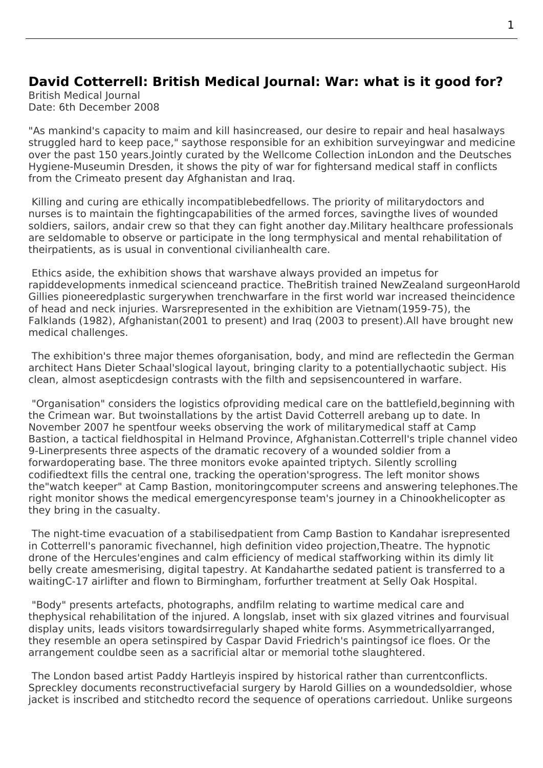# David Cotterrell: British Medical Journal: War: what is it good for?

British Medical Journal
Date: 6th December 2008

"As mankind's capacity to maim and kill hasincreased, our desire to repair and heal hasalways struggled hard to keep pace," saythose responsible for an exhibition surveyingwar and medicine over the past 150 years.Jointly curated by the Wellcome Collection inLondon and the Deutsches Hygiene-Museumin Dresden, it shows the pity of war for fightersand medical staff in conflicts from the Crimeato present day Afghanistan and Iraq.

Killing and curing are ethically incompatiblebedfellows. The priority of militarydoctors and nurses is to maintain the fightingcapabilities of the armed forces, savingthe lives of wounded soldiers, sailors, andair crew so that they can fight another day.Military healthcare professionals are seldomable to observe or participate in the long termphysical and mental rehabilitation of theirpatients, as is usual in conventional civilianhealth care.

Ethics aside, the exhibition shows that warshave always provided an impetus for rapiddevelopments inmedical scienceand practice. TheBritish trained NewZealand surgeonHarold Gillies pioneeredplastic surgerywhen trenchwarfare in the first world war increased theincidence of head and neck injuries. Warsrepresented in the exhibition are Vietnam(1959-75), the Falklands (1982), Afghanistan(2001 to present) and Iraq (2003 to present).All have brought new medical challenges.

The exhibition's three major themes oforganisation, body, and mind are reflectedin the German architect Hans Dieter Schaal'slogical layout, bringing clarity to a potentiallychaotic subject. His clean, almost asepticdesign contrasts with the filth and sepsisencountered in warfare.

"Organisation" considers the logistics ofproviding medical care on the battlefield,beginning with the Crimean war. But twoinstallations by the artist David Cotterrell arebang up to date. In November 2007 he spentfour weeks observing the work of militarymedical staff at Camp Bastion, a tactical fieldhospital in Helmand Province, Afghanistan.Cotterrell's triple channel video 9-Linerpresents three aspects of the dramatic recovery of a wounded soldier from a forwardoperating base. The three monitors evoke apainted triptych. Silently scrolling codifiedtext fills the central one, tracking the operation'sprogress. The left monitor shows the"watch keeper" at Camp Bastion, monitoringcomputer screens and answering telephones.The right monitor shows the medical emergencyresponse team's journey in a Chinookhelicopter as they bring in the casualty.

The night-time evacuation of a stabilisedpatient from Camp Bastion to Kandahar isrepresented in Cotterrell's panoramic fivechannel, high definition video projection,Theatre. The hypnotic drone of the Hercules'engines and calm efficiency of medical staffworking within its dimly lit belly create amesmerising, digital tapestry. At Kandaharthe sedated patient is transferred to a waitingC-17 airlifter and flown to Birmingham, forfurther treatment at Selly Oak Hospital.

"Body" presents artefacts, photographs, andfilm relating to wartime medical care and thephysical rehabilitation of the injured. A longslab, inset with six glazed vitrines and fourvisual display units, leads visitors towardsirregularly shaped white forms. Asymmetricallyarranged, they resemble an opera setinspired by Caspar David Friedrich's paintingsof ice floes. Or the arrangement couldbe seen as a sacrificial altar or memorial tothe slaughtered.

The London based artist Paddy Hartleyis inspired by historical rather than currentconflicts. Spreckley documents reconstructivefacial surgery by Harold Gillies on a woundedsoldier, whose jacket is inscribed and stitchedto record the sequence of operations carriedout. Unlike surgeons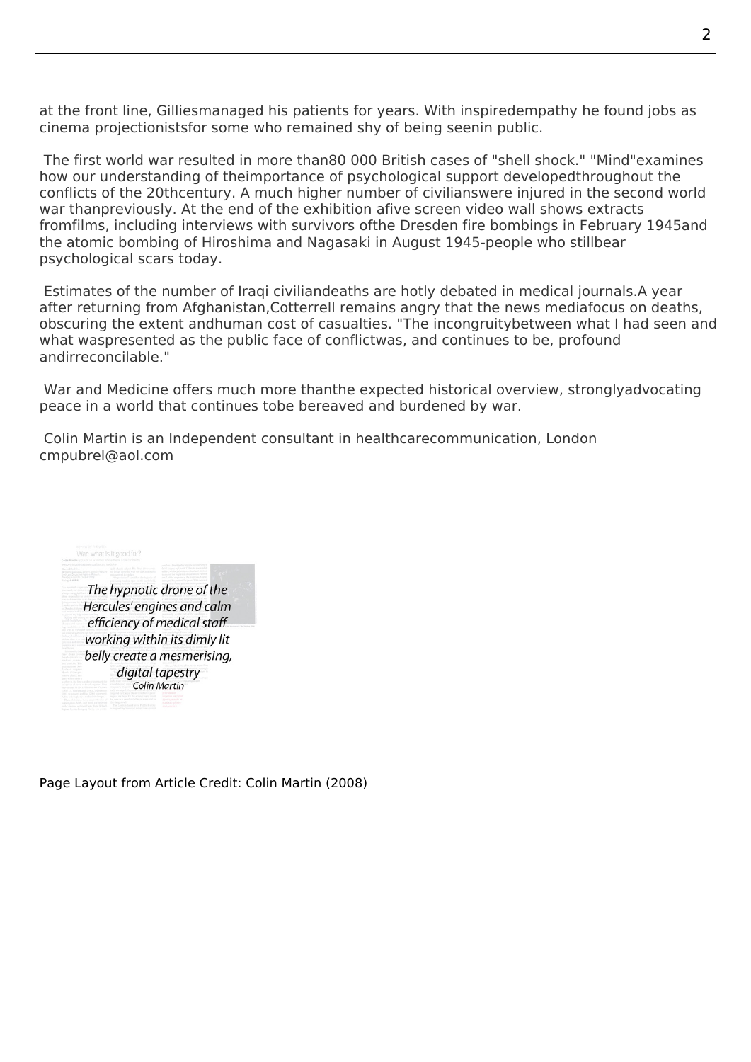at the front line, Gilliesmanaged his patients for years. With inspiredempathy he found jobs as cinema projectionistsfor some who remained shy of being seenin public.

The first world war resulted in more than80 000 British cases of "shell shock." "Mind"examines how our understanding of theimportance of psychological support developedthroughout the conflicts of the 20thcentury. A much higher number of civilianswere injured in the second world war thanpreviously. At the end of the exhibition afive screen video wall shows extracts fromfilms, including interviews with survivors ofthe Dresden fire bombings in February 1945and the atomic bombing of Hiroshima and Nagasaki in August 1945-people who stillbear psychological scars today.

Estimates of the number of Iraqi civiliandeaths are hotly debated in medical journals.A year after returning from Afghanistan,Cotterrell remains angry that the news mediafocus on deaths, obscuring the extent andhuman cost of casualties. "The incongruitybetween what I had seen and what waspresented as the public face of conflictwas, and continues to be, profound andirreconcilable."

War and Medicine offers much more thanthe expected historical overview, stronglyadvocating peace in a world that continues tobe bereaved and burdened by war.

Colin Martin is an Independent consultant in healthcarecommunication, London cmpubrel@aol.com

*The hypnotic drone of the Hercules' engines and calm efficiency of medical staff working within its dimly lit belly create a mesmerising, digital tapestry*
Colin Martin

Page Layout from Article Credit: Colin Martin (2008)